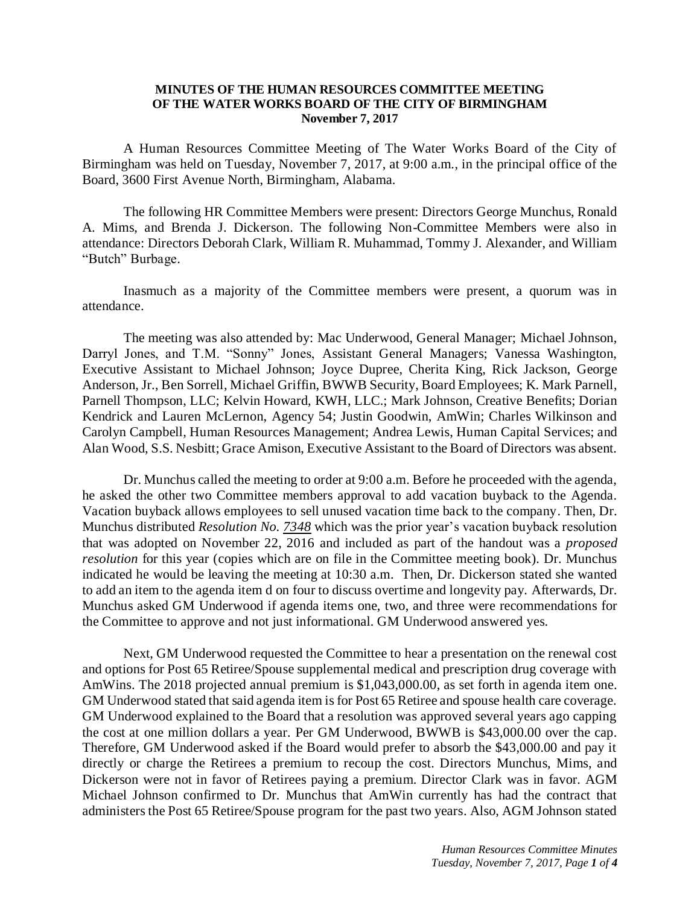**MINUTES OF THE HUMAN RESOURCES COMMITTEE MEETING**
**OF THE WATER WORKS BOARD OF THE CITY OF BIRMINGHAM**
**November 7, 2017**

A Human Resources Committee Meeting of The Water Works Board of the City of Birmingham was held on Tuesday, November 7, 2017, at 9:00 a.m., in the principal office of the Board, 3600 First Avenue North, Birmingham, Alabama.

The following HR Committee Members were present: Directors George Munchus, Ronald A. Mims, and Brenda J. Dickerson. The following Non-Committee Members were also in attendance: Directors Deborah Clark, William R. Muhammad, Tommy J. Alexander, and William "Butch" Burbage.

Inasmuch as a majority of the Committee members were present, a quorum was in attendance.

The meeting was also attended by: Mac Underwood, General Manager; Michael Johnson, Darryl Jones, and T.M. "Sonny" Jones, Assistant General Managers; Vanessa Washington, Executive Assistant to Michael Johnson; Joyce Dupree, Cherita King, Rick Jackson, George Anderson, Jr., Ben Sorrell, Michael Griffin, BWWB Security, Board Employees; K. Mark Parnell, Parnell Thompson, LLC; Kelvin Howard, KWH, LLC.; Mark Johnson, Creative Benefits; Dorian Kendrick and Lauren McLernon, Agency 54; Justin Goodwin, AmWin; Charles Wilkinson and Carolyn Campbell, Human Resources Management; Andrea Lewis, Human Capital Services; and Alan Wood, S.S. Nesbitt; Grace Amison, Executive Assistant to the Board of Directors was absent.

Dr. Munchus called the meeting to order at 9:00 a.m. Before he proceeded with the agenda, he asked the other two Committee members approval to add vacation buyback to the Agenda. Vacation buyback allows employees to sell unused vacation time back to the company. Then, Dr. Munchus distributed *Resolution No. 7348* which was the prior year's vacation buyback resolution that was adopted on November 22, 2016 and included as part of the handout was a *proposed resolution* for this year (copies which are on file in the Committee meeting book). Dr. Munchus indicated he would be leaving the meeting at 10:30 a.m. Then, Dr. Dickerson stated she wanted to add an item to the agenda item d on four to discuss overtime and longevity pay. Afterwards, Dr. Munchus asked GM Underwood if agenda items one, two, and three were recommendations for the Committee to approve and not just informational. GM Underwood answered yes.

Next, GM Underwood requested the Committee to hear a presentation on the renewal cost and options for Post 65 Retiree/Spouse supplemental medical and prescription drug coverage with AmWins. The 2018 projected annual premium is $1,043,000.00, as set forth in agenda item one. GM Underwood stated that said agenda item is for Post 65 Retiree and spouse health care coverage. GM Underwood explained to the Board that a resolution was approved several years ago capping the cost at one million dollars a year. Per GM Underwood, BWWB is $43,000.00 over the cap. Therefore, GM Underwood asked if the Board would prefer to absorb the $43,000.00 and pay it directly or charge the Retirees a premium to recoup the cost. Directors Munchus, Mims, and Dickerson were not in favor of Retirees paying a premium. Director Clark was in favor. AGM Michael Johnson confirmed to Dr. Munchus that AmWin currently has had the contract that administers the Post 65 Retiree/Spouse program for the past two years. Also, AGM Johnson stated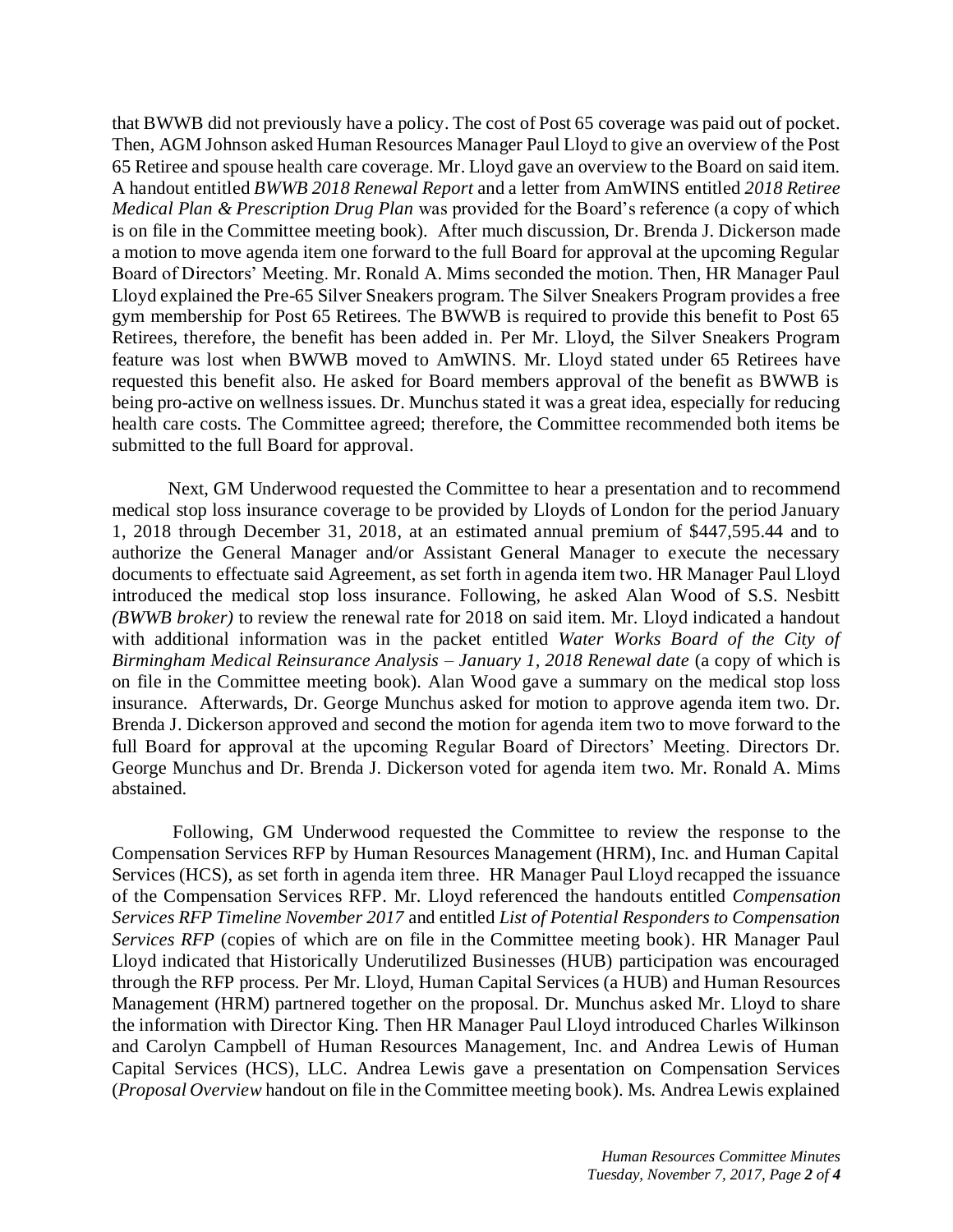that BWWB did not previously have a policy. The cost of Post 65 coverage was paid out of pocket. Then, AGM Johnson asked Human Resources Manager Paul Lloyd to give an overview of the Post 65 Retiree and spouse health care coverage. Mr. Lloyd gave an overview to the Board on said item. A handout entitled *BWWB 2018 Renewal Report* and a letter from AmWINS entitled *2018 Retiree Medical Plan & Prescription Drug Plan* was provided for the Board's reference (a copy of which is on file in the Committee meeting book). After much discussion, Dr. Brenda J. Dickerson made a motion to move agenda item one forward to the full Board for approval at the upcoming Regular Board of Directors' Meeting. Mr. Ronald A. Mims seconded the motion. Then, HR Manager Paul Lloyd explained the Pre-65 Silver Sneakers program. The Silver Sneakers Program provides a free gym membership for Post 65 Retirees. The BWWB is required to provide this benefit to Post 65 Retirees, therefore, the benefit has been added in. Per Mr. Lloyd, the Silver Sneakers Program feature was lost when BWWB moved to AmWINS. Mr. Lloyd stated under 65 Retirees have requested this benefit also. He asked for Board members approval of the benefit as BWWB is being pro-active on wellness issues. Dr. Munchus stated it was a great idea, especially for reducing health care costs. The Committee agreed; therefore, the Committee recommended both items be submitted to the full Board for approval.

Next, GM Underwood requested the Committee to hear a presentation and to recommend medical stop loss insurance coverage to be provided by Lloyds of London for the period January 1, 2018 through December 31, 2018, at an estimated annual premium of $447,595.44 and to authorize the General Manager and/or Assistant General Manager to execute the necessary documents to effectuate said Agreement, as set forth in agenda item two. HR Manager Paul Lloyd introduced the medical stop loss insurance. Following, he asked Alan Wood of S.S. Nesbitt *(BWWB broker)* to review the renewal rate for 2018 on said item. Mr. Lloyd indicated a handout with additional information was in the packet entitled *Water Works Board of the City of Birmingham Medical Reinsurance Analysis – January 1, 2018 Renewal date* (a copy of which is on file in the Committee meeting book). Alan Wood gave a summary on the medical stop loss insurance. Afterwards, Dr. George Munchus asked for motion to approve agenda item two. Dr. Brenda J. Dickerson approved and second the motion for agenda item two to move forward to the full Board for approval at the upcoming Regular Board of Directors' Meeting. Directors Dr. George Munchus and Dr. Brenda J. Dickerson voted for agenda item two. Mr. Ronald A. Mims abstained.

Following, GM Underwood requested the Committee to review the response to the Compensation Services RFP by Human Resources Management (HRM), Inc. and Human Capital Services (HCS), as set forth in agenda item three. HR Manager Paul Lloyd recapped the issuance of the Compensation Services RFP. Mr. Lloyd referenced the handouts entitled *Compensation Services RFP Timeline November 2017* and entitled *List of Potential Responders to Compensation Services RFP* (copies of which are on file in the Committee meeting book). HR Manager Paul Lloyd indicated that Historically Underutilized Businesses (HUB) participation was encouraged through the RFP process. Per Mr. Lloyd, Human Capital Services (a HUB) and Human Resources Management (HRM) partnered together on the proposal. Dr. Munchus asked Mr. Lloyd to share the information with Director King. Then HR Manager Paul Lloyd introduced Charles Wilkinson and Carolyn Campbell of Human Resources Management, Inc. and Andrea Lewis of Human Capital Services (HCS), LLC. Andrea Lewis gave a presentation on Compensation Services (*Proposal Overview* handout on file in the Committee meeting book). Ms. Andrea Lewis explained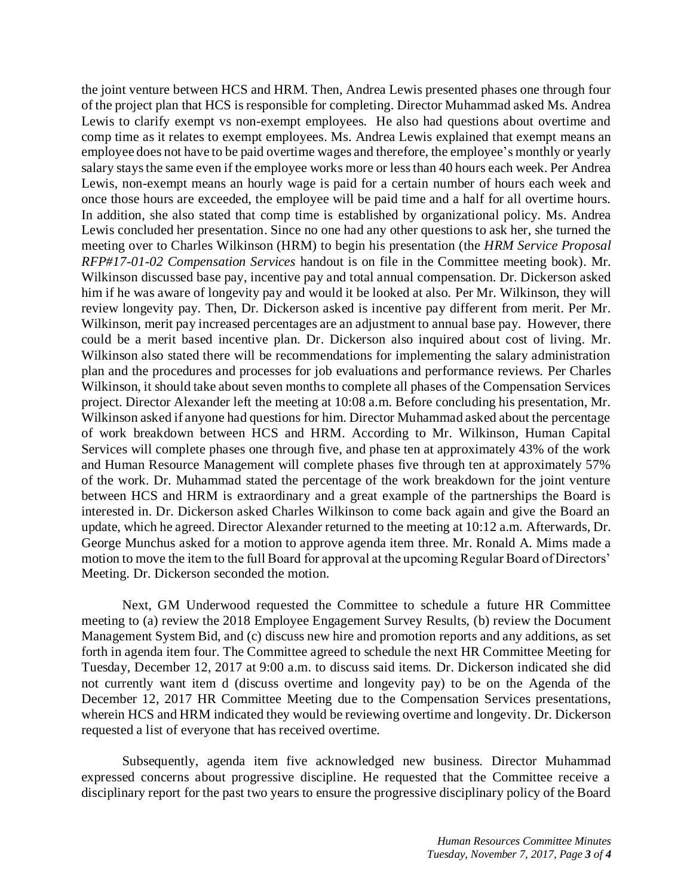the joint venture between HCS and HRM. Then, Andrea Lewis presented phases one through four of the project plan that HCS is responsible for completing. Director Muhammad asked Ms. Andrea Lewis to clarify exempt vs non-exempt employees. He also had questions about overtime and comp time as it relates to exempt employees. Ms. Andrea Lewis explained that exempt means an employee does not have to be paid overtime wages and therefore, the employee's monthly or yearly salary stays the same even if the employee works more or less than 40 hours each week. Per Andrea Lewis, non-exempt means an hourly wage is paid for a certain number of hours each week and once those hours are exceeded, the employee will be paid time and a half for all overtime hours. In addition, she also stated that comp time is established by organizational policy. Ms. Andrea Lewis concluded her presentation. Since no one had any other questions to ask her, she turned the meeting over to Charles Wilkinson (HRM) to begin his presentation (the *HRM Service Proposal RFP#17-01-02 Compensation Services* handout is on file in the Committee meeting book). Mr. Wilkinson discussed base pay, incentive pay and total annual compensation. Dr. Dickerson asked him if he was aware of longevity pay and would it be looked at also. Per Mr. Wilkinson, they will review longevity pay. Then, Dr. Dickerson asked is incentive pay different from merit. Per Mr. Wilkinson, merit pay increased percentages are an adjustment to annual base pay. However, there could be a merit based incentive plan. Dr. Dickerson also inquired about cost of living. Mr. Wilkinson also stated there will be recommendations for implementing the salary administration plan and the procedures and processes for job evaluations and performance reviews. Per Charles Wilkinson, it should take about seven months to complete all phases of the Compensation Services project. Director Alexander left the meeting at 10:08 a.m. Before concluding his presentation, Mr. Wilkinson asked if anyone had questions for him. Director Muhammad asked about the percentage of work breakdown between HCS and HRM. According to Mr. Wilkinson, Human Capital Services will complete phases one through five, and phase ten at approximately 43% of the work and Human Resource Management will complete phases five through ten at approximately 57% of the work. Dr. Muhammad stated the percentage of the work breakdown for the joint venture between HCS and HRM is extraordinary and a great example of the partnerships the Board is interested in. Dr. Dickerson asked Charles Wilkinson to come back again and give the Board an update, which he agreed. Director Alexander returned to the meeting at 10:12 a.m. Afterwards, Dr. George Munchus asked for a motion to approve agenda item three. Mr. Ronald A. Mims made a motion to move the item to the full Board for approval at the upcoming Regular Board of Directors' Meeting. Dr. Dickerson seconded the motion.

Next, GM Underwood requested the Committee to schedule a future HR Committee meeting to (a) review the 2018 Employee Engagement Survey Results, (b) review the Document Management System Bid, and (c) discuss new hire and promotion reports and any additions, as set forth in agenda item four. The Committee agreed to schedule the next HR Committee Meeting for Tuesday, December 12, 2017 at 9:00 a.m. to discuss said items. Dr. Dickerson indicated she did not currently want item d (discuss overtime and longevity pay) to be on the Agenda of the December 12, 2017 HR Committee Meeting due to the Compensation Services presentations, wherein HCS and HRM indicated they would be reviewing overtime and longevity. Dr. Dickerson requested a list of everyone that has received overtime.

Subsequently, agenda item five acknowledged new business. Director Muhammad expressed concerns about progressive discipline. He requested that the Committee receive a disciplinary report for the past two years to ensure the progressive disciplinary policy of the Board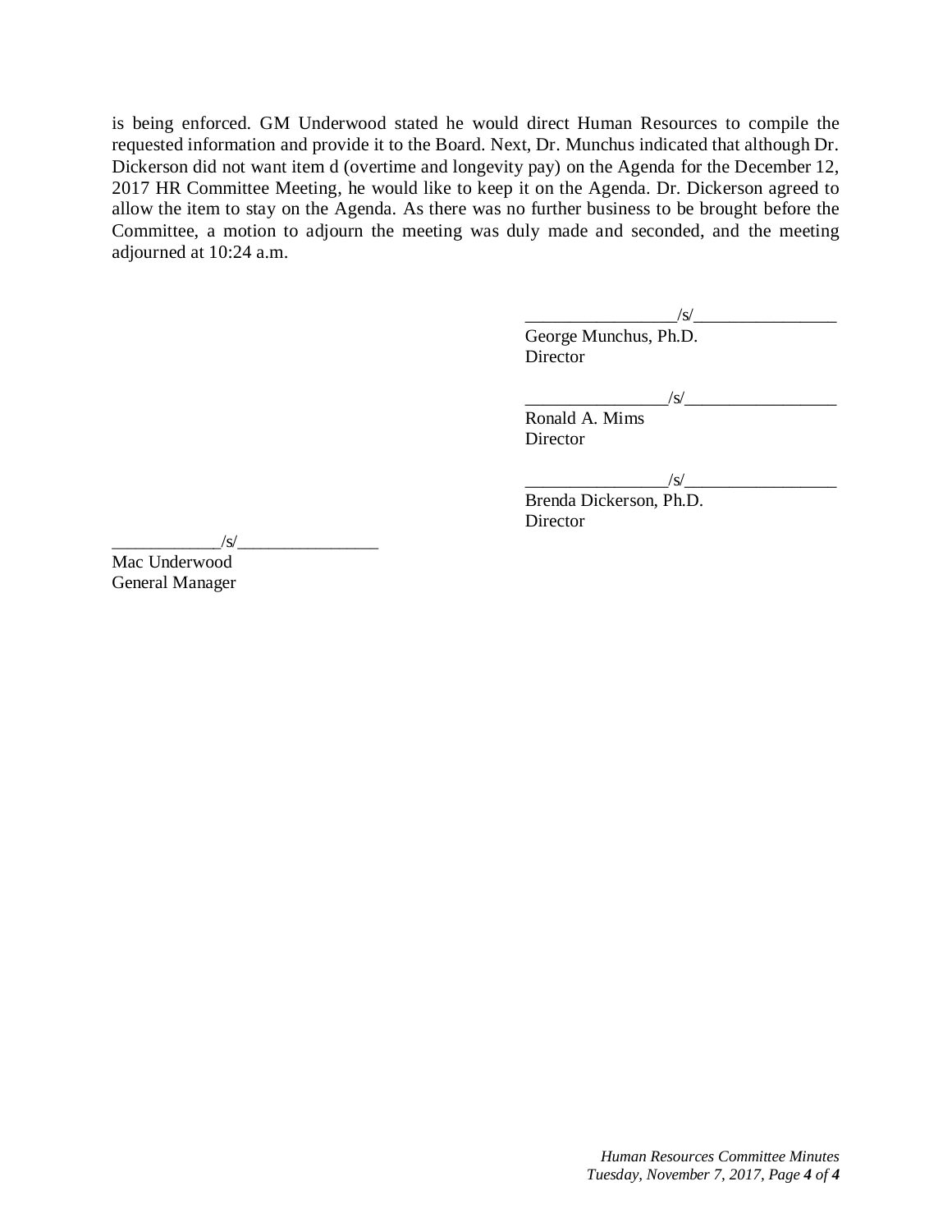is being enforced. GM Underwood stated he would direct Human Resources to compile the requested information and provide it to the Board. Next, Dr. Munchus indicated that although Dr. Dickerson did not want item d (overtime and longevity pay) on the Agenda for the December 12, 2017 HR Committee Meeting, he would like to keep it on the Agenda. Dr. Dickerson agreed to allow the item to stay on the Agenda. As there was no further business to be brought before the Committee, a motion to adjourn the meeting was duly made and seconded, and the meeting adjourned at 10:24 a.m.

_________________/s/_________________
George Munchus, Ph.D.
Director

________________/s/__________________
Ronald A. Mims
Director

________________/s/__________________
Brenda Dickerson, Ph.D.
Director

_____________/s/_________________
Mac Underwood
General Manager